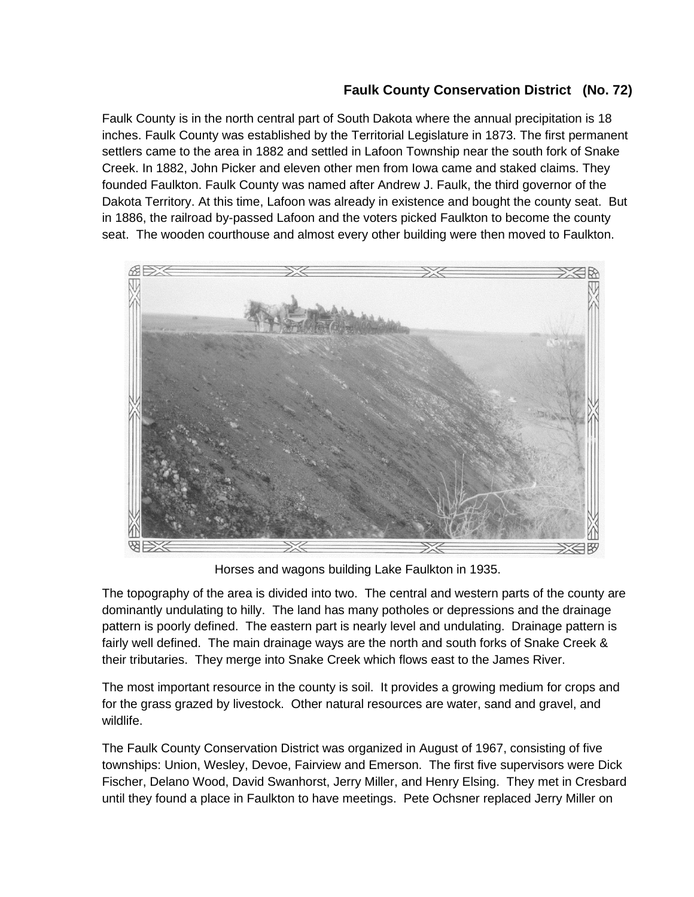## Faulk County Conservation District (No. 72)

Faulk County is in the north central part of South Dakota where the annual precipitation is 18 inches. Faulk County was established by the Territorial Legislature in 1873. The first permanent settlers came to the area in 1882 and settled in Lafoon Township near the south fork of Snake Creek. In 1882, John Picker and eleven other men from Iowa came and staked claims. They founded Faulkton. Faulk County was named after Andrew J. Faulk, the third governor of the Dakota Territory. At this time, Lafoon was already in existence and bought the county seat. But in 1886, the railroad by-passed Lafoon and the voters picked Faulkton to become the county seat. The wooden courthouse and almost every other building were then moved to Faulkton.

Horses and wagons building Lake Faulkton in 1935.

The topography of the area is divided into two. The central and western parts of the county are dominantly undulating to hilly. The land has many potholes or depressions and the drainage pattern is poorly defined. The eastern part is nearly level and undulating. Drainage pattern is fairly well defined. The main drainage ways are the north and south forks of Snake Creek & their tributaries. They merge into Snake Creek which flows east to the James River.

The most important resource in the county is soil. It provides a growing medium for crops and for the grass grazed by livestock. Other natural resources are water, sand and gravel, and wildlife.

The Faulk County Conservation District was organized in August of 1967, consisting of five townships: Union, Wesley, Devoe, Fairview and Emerson. The first five supervisors were Dick Fischer, Delano Wood, David Swanhorst, Jerry Miller, and Henry Elsing. They met in Cresbard until they found a place in Faulkton to have meetings. Pete Ochsner replaced Jerry Miller on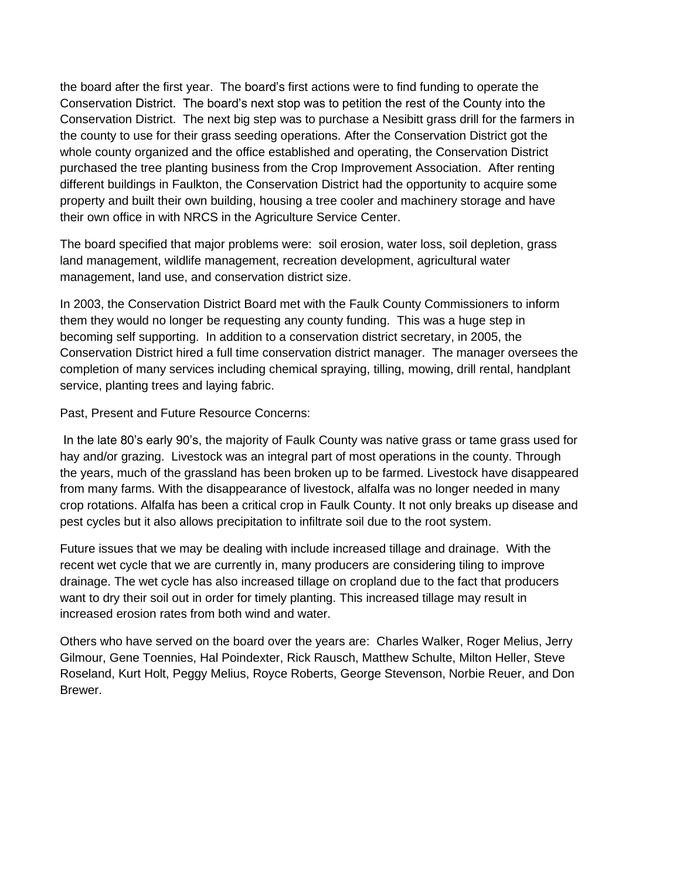the board after the first year. The board's first actions were to find funding to operate the Conservation District. The board's next stop was to petition the rest of the County into the Conservation District. The next big step was to purchase a Nesibitt grass drill for the farmers in the county to use for their grass seeding operations. After the Conservation District got the whole county organized and the office established and operating, the Conservation District purchased the tree planting business from the Crop Improvement Association. After renting different buildings in Faulkton, the Conservation District had the opportunity to acquire some property and built their own building, housing a tree cooler and machinery storage and have their own office in with NRCS in the Agriculture Service Center.

The board specified that major problems were: soil erosion, water loss, soil depletion, grass land management, wildlife management, recreation development, agricultural water management, land use, and conservation district size.

In 2003, the Conservation District Board met with the Faulk County Commissioners to inform them they would no longer be requesting any county funding. This was a huge step in becoming self supporting. In addition to a conservation district secretary, in 2005, the Conservation District hired a full time conservation district manager. The manager oversees the completion of many services including chemical spraying, tilling, mowing, drill rental, handplant service, planting trees and laying fabric.

Past, Present and Future Resource Concerns:

In the late 80's early 90's, the majority of Faulk County was native grass or tame grass used for hay and/or grazing. Livestock was an integral part of most operations in the county. Through the years, much of the grassland has been broken up to be farmed. Livestock have disappeared from many farms. With the disappearance of livestock, alfalfa was no longer needed in many crop rotations. Alfalfa has been a critical crop in Faulk County. It not only breaks up disease and pest cycles but it also allows precipitation to infiltrate soil due to the root system.

Future issues that we may be dealing with include increased tillage and drainage. With the recent wet cycle that we are currently in, many producers are considering tiling to improve drainage. The wet cycle has also increased tillage on cropland due to the fact that producers want to dry their soil out in order for timely planting. This increased tillage may result in increased erosion rates from both wind and water.

Others who have served on the board over the years are: Charles Walker, Roger Melius, Jerry Gilmour, Gene Toennies, Hal Poindexter, Rick Rausch, Matthew Schulte, Milton Heller, Steve Roseland, Kurt Holt, Peggy Melius, Royce Roberts, George Stevenson, Norbie Reuer, and Don Brewer.